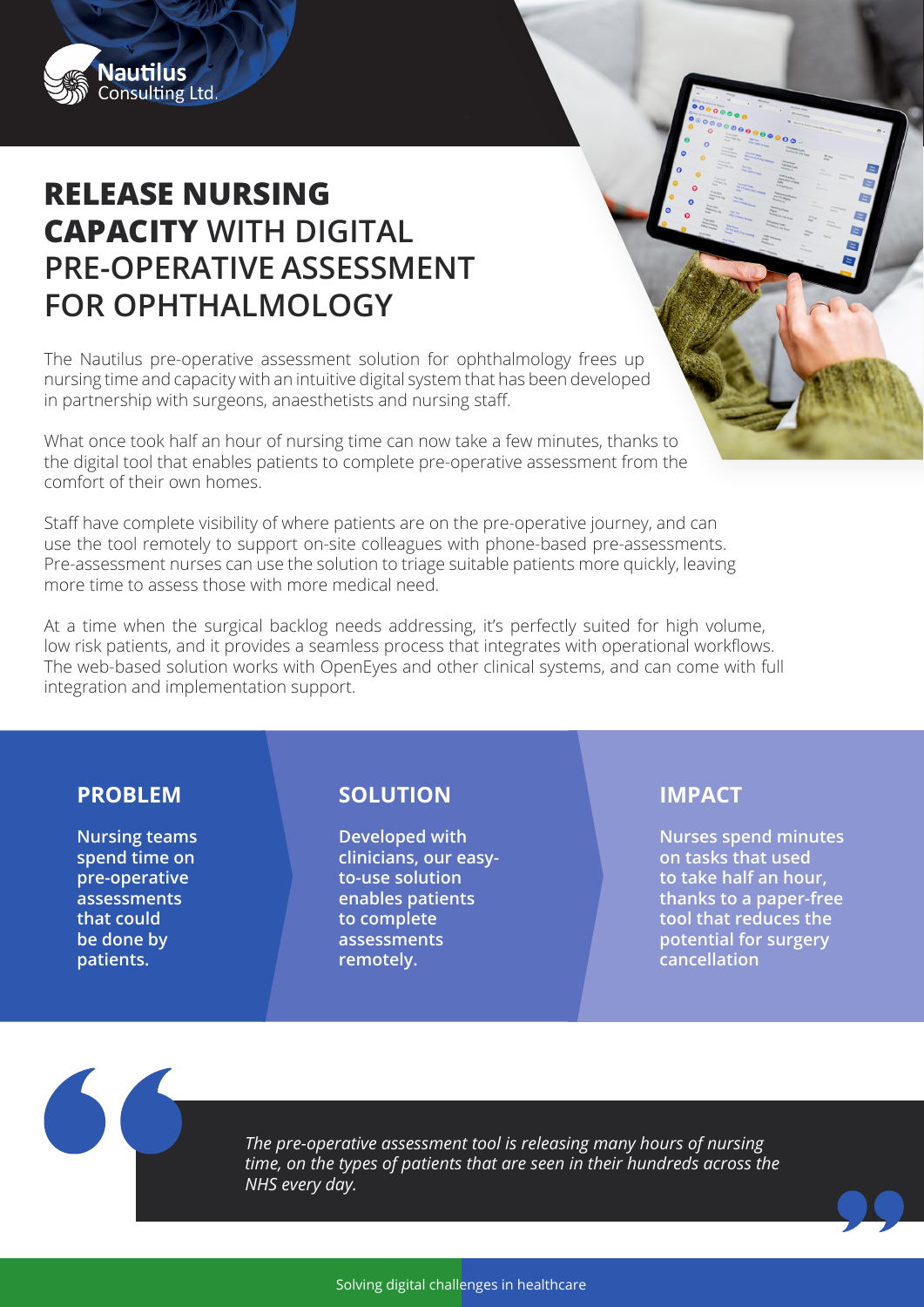Nautilus Consulting Ltd.

# **RELEASE NURSING CAPACITY** WITH DIGITAL PRE-OPERATIVE ASSESSMENT FOR OPHTHALMOLOGY

The Nautilus pre-operative assessment solution for ophthalmology frees up nursing time and capacity with an intuitive digital system that has been developed in partnership with surgeons, anaesthetists and nursing staff.

What once took half an hour of nursing time can now take a few minutes, thanks to the digital tool that enables patients to complete pre-operative assessment from the comfort of their own homes.

Staff have complete visibility of where patients are on the pre-operative journey, and can use the tool remotely to support on-site colleagues with phone-based pre-assessments. Pre-assessment nurses can use the solution to triage suitable patients more quickly, leaving more time to assess those with more medical need.

At a time when the surgical backlog needs addressing, it's perfectly suited for high volume, low risk patients, and it provides a seamless process that integrates with operational workflows. The web-based solution works with OpenEyes and other clinical systems, and can come with full integration and implementation support.

## PROBLEM

**Nursing teams spend time on pre-operative assessments that could be done by patients.**

## SOLUTION

**Developed with clinicians, our easy-to-use solution enables patients to complete assessments remotely.**

## IMPACT

**Nurses spend minutes on tasks that used to take half an hour, thanks to a paper-free tool that reduces the potential for surgery cancellation**

> *The pre-operative assessment tool is releasing many hours of nursing time, on the types of patients that are seen in their hundreds across the NHS every day.*

Solving digital challenges in healthcare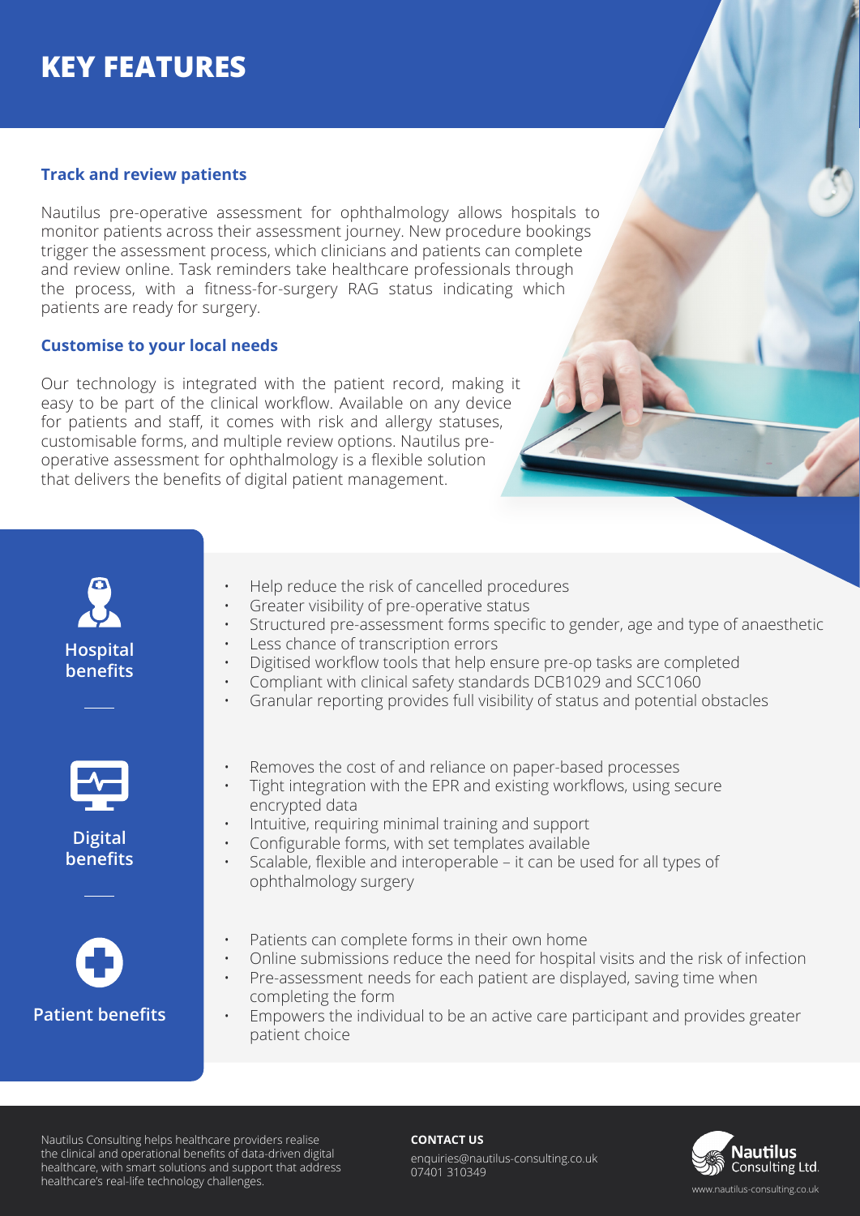# KEY FEATURES

### Track and review patients

Nautilus pre-operative assessment for ophthalmology allows hospitals to monitor patients across their assessment journey. New procedure bookings trigger the assessment process, which clinicians and patients can complete and review online. Task reminders take healthcare professionals through the process, with a fitness-for-surgery RAG status indicating which patients are ready for surgery.

### Customise to your local needs

Our technology is integrated with the patient record, making it easy to be part of the clinical workflow. Available on any device for patients and staff, it comes with risk and allergy statuses, customisable forms, and multiple review options. Nautilus pre-operative assessment for ophthalmology is a flexible solution that delivers the benefits of digital patient management.

### Hospital benefits

- Help reduce the risk of cancelled procedures
- Greater visibility of pre-operative status
- Structured pre-assessment forms specific to gender, age and type of anaesthetic
- Less chance of transcription errors
- Digitised workflow tools that help ensure pre-op tasks are completed
- Compliant with clinical safety standards DCB1029 and SCC1060
- Granular reporting provides full visibility of status and potential obstacles

### Digital benefits

- Removes the cost of and reliance on paper-based processes
- Tight integration with the EPR and existing workflows, using secure encrypted data
- Intuitive, requiring minimal training and support
- Configurable forms, with set templates available
- Scalable, flexible and interoperable – it can be used for all types of ophthalmology surgery

### Patient benefits

- Patients can complete forms in their own home
- Online submissions reduce the need for hospital visits and the risk of infection
- Pre-assessment needs for each patient are displayed, saving time when completing the form
- Empowers the individual to be an active care participant and provides greater patient choice

Nautilus Consulting helps healthcare providers realise the clinical and operational benefits of data-driven digital healthcare, with smart solutions and support that address healthcare's real-life technology challenges.

**CONTACT US**

enquiries@nautilus-consulting.co.uk
07401 310349

Nautilus Consulting Ltd.
www.nautilus-consulting.co.uk